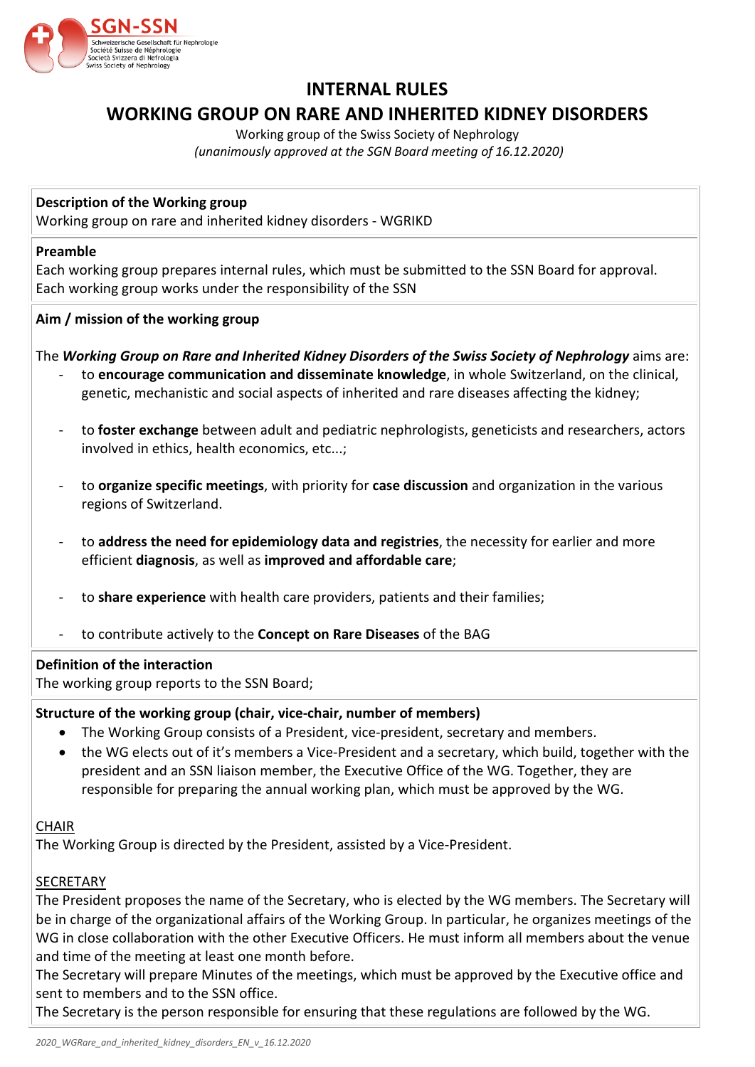# INTERNAL RULES

# WORKING GROUP ON RARE AND INHERITED KIDNEY DISORDERS

Working group of the Swiss Society of Nephrology
*(unanimously approved at the SGN Board meeting of 16.12.2020)*

**Description of the Working group**
Working group on rare and inherited kidney disorders - WGRIKD

**Preamble**
Each working group prepares internal rules, which must be submitted to the SSN Board for approval. Each working group works under the responsibility of the SSN

**Aim / mission of the working group**

The ***Working Group on Rare and Inherited Kidney Disorders of the Swiss Society of Nephrology*** aims are:

- to **encourage communication and disseminate knowledge**, in whole Switzerland, on the clinical, genetic, mechanistic and social aspects of inherited and rare diseases affecting the kidney;
- to **foster exchange** between adult and pediatric nephrologists, geneticists and researchers, actors involved in ethics, health economics, etc...;
- to **organize specific meetings**, with priority for **case discussion** and organization in the various regions of Switzerland.
- to **address the need for epidemiology data and registries**, the necessity for earlier and more efficient **diagnosis**, as well as **improved and affordable care**;
- to **share experience** with health care providers, patients and their families;
- to contribute actively to the **Concept on Rare Diseases** of the BAG

**Definition of the interaction**
The working group reports to the SSN Board;

**Structure of the working group (chair, vice-chair, number of members)**

- The Working Group consists of a President, vice-president, secretary and members.
- the WG elects out of it's members a Vice-President and a secretary, which build, together with the president and an SSN liaison member, the Executive Office of the WG. Together, they are responsible for preparing the annual working plan, which must be approved by the WG.

CHAIR
The Working Group is directed by the President, assisted by a Vice-President.

SECRETARY
The President proposes the name of the Secretary, who is elected by the WG members. The Secretary will be in charge of the organizational affairs of the Working Group. In particular, he organizes meetings of the WG in close collaboration with the other Executive Officers. He must inform all members about the venue and time of the meeting at least one month before.
The Secretary will prepare Minutes of the meetings, which must be approved by the Executive office and sent to members and to the SSN office.
The Secretary is the person responsible for ensuring that these regulations are followed by the WG.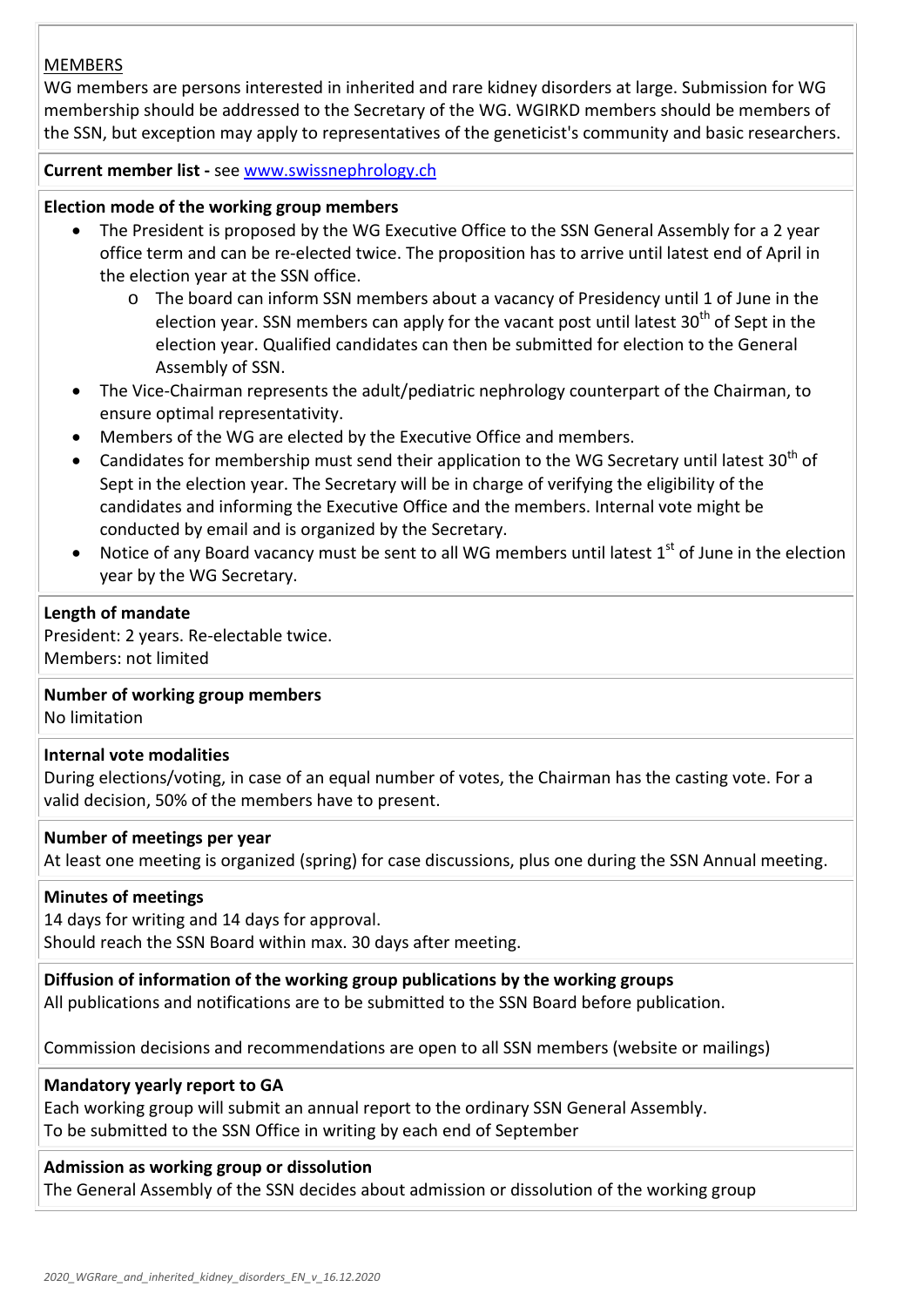MEMBERS

WG members are persons interested in inherited and rare kidney disorders at large. Submission for WG membership should be addressed to the Secretary of the WG. WGIRKD members should be members of the SSN, but exception may apply to representatives of the geneticist's community and basic researchers.

**Current member list -** see www.swissnephrology.ch

**Election mode of the working group members**

- The President is proposed by the WG Executive Office to the SSN General Assembly for a 2 year office term and can be re-elected twice. The proposition has to arrive until latest end of April in the election year at the SSN office.
  - The board can inform SSN members about a vacancy of Presidency until 1 of June in the election year. SSN members can apply for the vacant post until latest 30th of Sept in the election year. Qualified candidates can then be submitted for election to the General Assembly of SSN.
- The Vice-Chairman represents the adult/pediatric nephrology counterpart of the Chairman, to ensure optimal representativity.
- Members of the WG are elected by the Executive Office and members.
- Candidates for membership must send their application to the WG Secretary until latest 30th of Sept in the election year. The Secretary will be in charge of verifying the eligibility of the candidates and informing the Executive Office and the members. Internal vote might be conducted by email and is organized by the Secretary.
- Notice of any Board vacancy must be sent to all WG members until latest 1st of June in the election year by the WG Secretary.

**Length of mandate**

President: 2 years. Re-electable twice.
Members: not limited

**Number of working group members**

No limitation

**Internal vote modalities**

During elections/voting, in case of an equal number of votes, the Chairman has the casting vote. For a valid decision, 50% of the members have to present.

**Number of meetings per year**

At least one meeting is organized (spring) for case discussions, plus one during the SSN Annual meeting.

**Minutes of meetings**

14 days for writing and 14 days for approval.
Should reach the SSN Board within max. 30 days after meeting.

**Diffusion of information of the working group publications by the working groups**

All publications and notifications are to be submitted to the SSN Board before publication.

Commission decisions and recommendations are open to all SSN members (website or mailings)

**Mandatory yearly report to GA**

Each working group will submit an annual report to the ordinary SSN General Assembly.
To be submitted to the SSN Office in writing by each end of September

**Admission as working group or dissolution**

The General Assembly of the SSN decides about admission or dissolution of the working group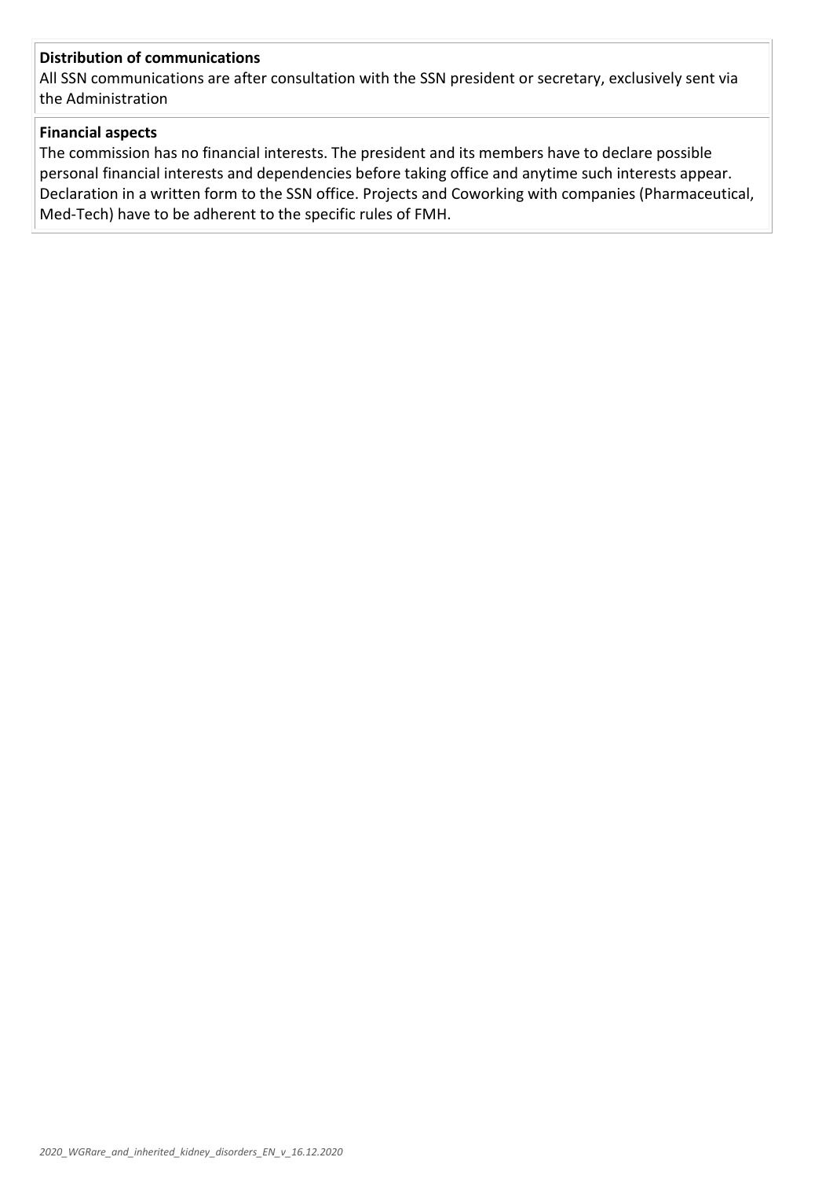**Distribution of communications**

All SSN communications are after consultation with the SSN president or secretary, exclusively sent via the Administration

**Financial aspects**

The commission has no financial interests. The president and its members have to declare possible personal financial interests and dependencies before taking office and anytime such interests appear. Declaration in a written form to the SSN office. Projects and Coworking with companies (Pharmaceutical, Med-Tech) have to be adherent to the specific rules of FMH.